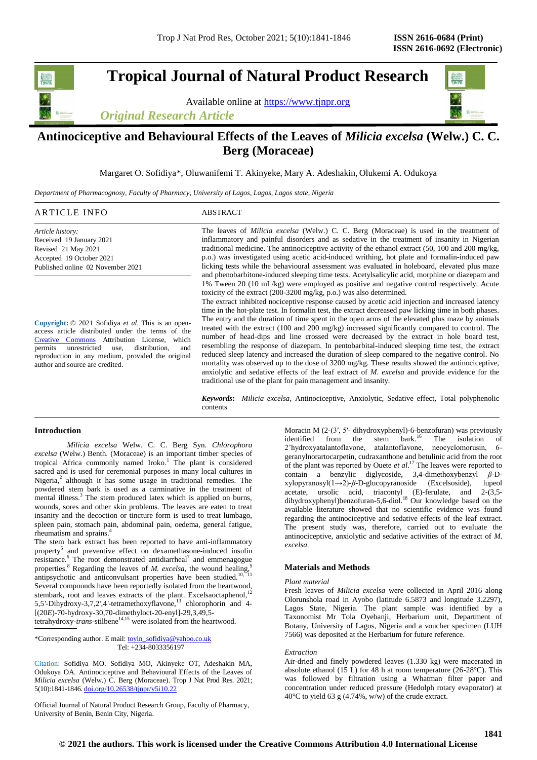# Antinociceptive and Behavioural Effects of the Leaves of *Milicia excelsa* (Welw.) C. C. Berg (Moraceae)

Margaret O. Sofidiya*, Oluwanifemi T. Akinyeke, Mary A. Adeshakin, Olukemi A. Odukoya

*Department of Pharmacognosy, Faculty of Pharmacy, University of Lagos, Lagos, Lagos state, Nigeria*

## ARTICLE INFO

*Article history:*
Received 19 January 2021
Revised 21 May 2021
Accepted 19 October 2021
Published online 02 November 2021

**Copyright:** © 2021 Sofidiya *et al*. This is an open-access article distributed under the terms of the Creative Commons Attribution License, which permits unrestricted use, distribution, and reproduction in any medium, provided the original author and source are credited.

## ABSTRACT

The leaves of *Milicia excelsa* (Welw.) C. C. Berg (Moraceae) is used in the treatment of inflammatory and painful disorders and as sedative in the treatment of insanity in Nigerian traditional medicine. The antinociceptive activity of the ethanol extract (50, 100 and 200 mg/kg, p.o.) was investigated using acetic acid-induced writhing, hot plate and formalin-induced paw licking tests while the behavioural assessment was evaluated in holeboard, elevated plus maze and phenobarbitone-induced sleeping time tests. Acetylsalicylic acid, morphine or diazepam and 1% Tween 20 (10 mL/kg) were employed as positive and negative control respectively. Acute toxicity of the extract (200-3200 mg/kg, p.o.) was also determined.

The extract inhibited nociceptive response caused by acetic acid injection and increased latency time in the hot-plate test. In formalin test, the extract decreased paw licking time in both phases. The entry and the duration of time spent in the open arms of the elevated plus maze by animals treated with the extract (100 and 200 mg/kg) increased significantly compared to control. The number of head-dips and line crossed were decreased by the extract in hole board test, resembling the response of diazepam. In pentobarbital-induced sleeping time test, the extract reduced sleep latency and increased the duration of sleep compared to the negative control. No mortality was observed up to the dose of 3200 mg/kg. These results showed the antinociceptive, anxiolytic and sedative effects of the leaf extract of *M. excelsa* and provide evidence for the traditional use of the plant for pain management and insanity.

***Keywords*:** *Milicia excelsa*, Antinociceptive, Anxiolytic, Sedative effect, Total polyphenolic contents

## Introduction

*Milicia excelsa* Welw. C. C. Berg Syn. *Chlorophora excelsa* (Welw.) Benth. (Moraceae) is an important timber species of tropical Africa commonly named Iroko.[1] The plant is considered sacred and is used for ceremonial purposes in many local cultures in Nigeria,[2] although it has some usage in traditional remedies. The powdered stem bark is used as a carminative in the treatment of mental illness.[3] The stem produced latex which is applied on burns, wounds, sores and other skin problems. The leaves are eaten to treat insanity and the decoction or tincture form is used to treat lumbago, spleen pain, stomach pain, abdominal pain, oedema, general fatigue, rheumatism and sprains.[4]

The stem bark extract has been reported to have anti-inflammatory property[5] and preventive effect on dexamethasone-induced insulin resistance.[6] The root demonstrated antidiarrheal[7] and emmenagogue properties.[8] Regarding the leaves of *M. excelsa*, the wound healing,[9] antipsychotic and anticonvulsant properties have been studied.[10, 11] Several compounds have been reportedly isolated from the heartwood, stembark, root and leaves extracts of the plant. Excelsaoctaphenol,[12] 5,5′-Dihydroxy-3,7,2′,4′-tetramethoxyflavone,[13] chlorophorin and 4-[(20*E*)-70-hydroxy-30,70-dimethyloct-20-enyl]-29,3,49,5-tetrahydroxy-*trans*-stilbene[14,15] were isolated from the heartwood. Moracin M (2-(3′, 5′- dihydroxyphenyl)-6-benzofuran) was previously identified from the stem bark.[16] The isolation of 2'hydroxyatalantoflavone, atalantoflavone, neocyclomorusin, 6-geranylnorartocarpetin, cudraxanthone and betulinic acid from the root of the plant was reported by Ouete *et al*.[17] The leaves were reported to contain a benzylic diglycoside, 3,4-dimethoxybenzyl *β*-D-xylopyranosyl(1→2)-*β*-D-glucopyranoside (Excelsoside), lupeol acetate, ursolic acid, triacontyl (E)-ferulate, and 2-(3,5-dihydroxyphenyl)benzofuran-5,6-diol.[18] Our knowledge based on the available literature showed that no scientific evidence was found regarding the antinociceptive and sedative effects of the leaf extract. The present study was, therefore, carried out to evaluate the antinociceptive, anxiolytic and sedative activities of the extract of *M. excelsa.*

*Corresponding author. E mail: toyin_sofidiya@yahoo.co.uk
Tel: +234-8033356197

Citation: Sofidiya MO. Sofidiya MO, Akinyeke OT, Adeshakin MA, Odukoya OA. Antinociceptive and Behavioural Effects of the Leaves of *Milicia excelsa* (Welw.) C. Berg (Moraceae). Trop J Nat Prod Res. 2021; 5(10):1841-1846. doi.org/10.26538/tjnpr/v5i10.22

Official Journal of Natural Product Research Group, Faculty of Pharmacy, University of Benin, Benin City, Nigeria.

## Materials and Methods

### *Plant material*

Fresh leaves of *Milicia excelsa* were collected in April 2016 along Olorunshola road in Ayobo (latitude 6.5873 and longitude 3.2297), Lagos State, Nigeria. The plant sample was identified by a Taxonomist Mr Tola Oyebanji, Herbarium unit, Department of Botany, University of Lagos, Nigeria and a voucher specimen (LUH 7566) was deposited at the Herbarium for future reference.

### *Extraction*

Air-dried and finely powdered leaves (1.330 kg) were macerated in absolute ethanol (15 L) for 48 h at room temperature (26-28°C). This was followed by filtration using a Whatman filter paper and concentration under reduced pressure (Hedolph rotary evaporator) at 40°C to yield 63 g (4.74%, w/w) of the crude extract.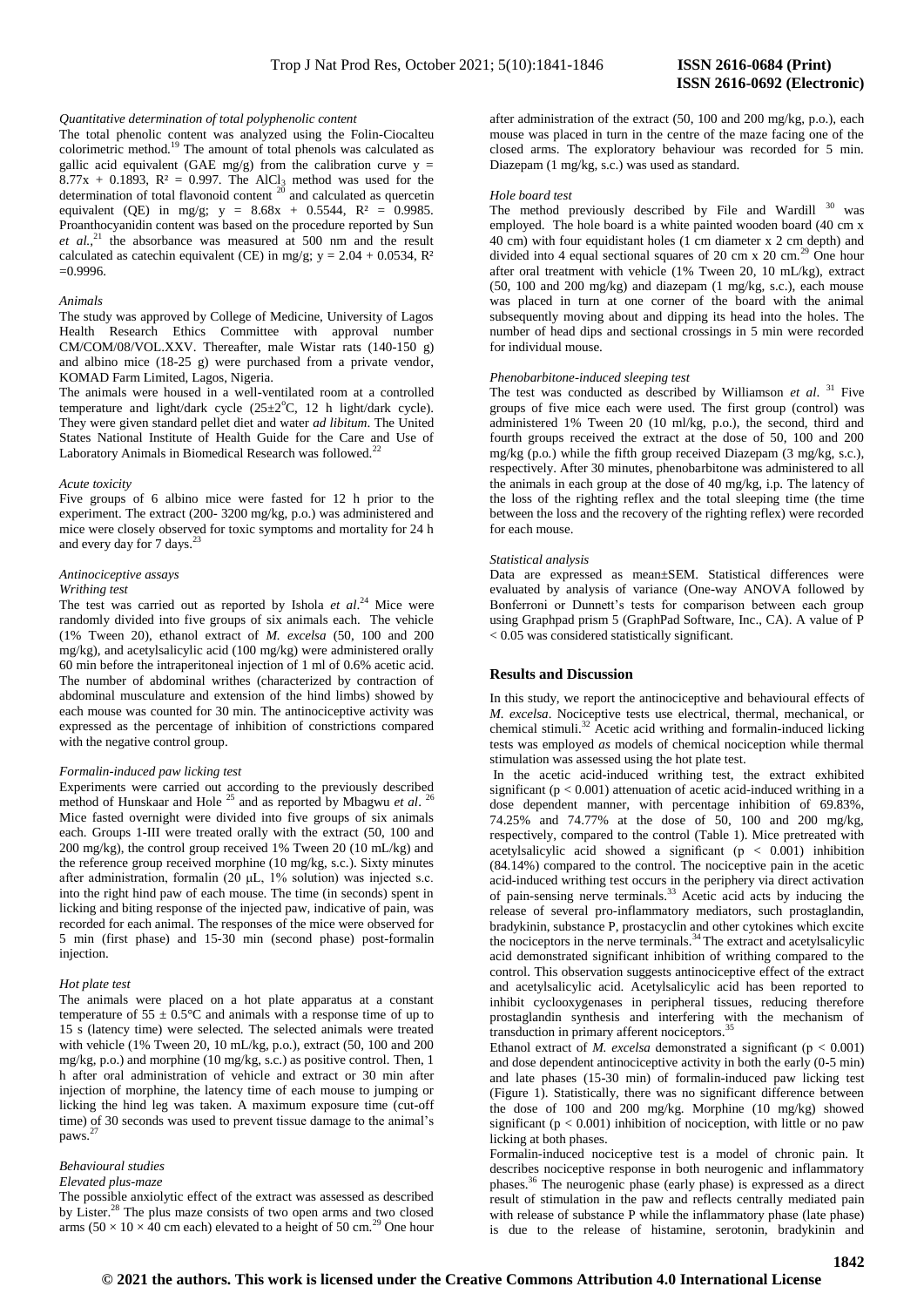*Quantitative determination of total polyphenolic content*

The total phenolic content was analyzed using the Folin-Ciocalteu colorimetric method.[19] The amount of total phenols was calculated as gallic acid equivalent (GAE mg/g) from the calibration curve $y = 8.77x + 0.1893$, $R^2 = 0.997$. The $AlCl_3$ method was used for the determination of total flavonoid content [20] and calculated as quercetin equivalent (QE) in mg/g; $y = 8.68x + 0.5544$, $R^2 = 0.9985$. Proanthocyanidin content was based on the procedure reported by Sun *et al.*,[21] the absorbance was measured at 500 nm and the result calculated as catechin equivalent (CE) in mg/g; $y = 2.04 + 0.0534$, $R^2 = 0.9996$.

*Animals*

The study was approved by College of Medicine, University of Lagos Health Research Ethics Committee with approval number CM/COM/08/VOL.XXV. Thereafter, male Wistar rats (140-150 g) and albino mice (18-25 g) were purchased from a private vendor, KOMAD Farm Limited, Lagos, Nigeria.

The animals were housed in a well-ventilated room at a controlled temperature and light/dark cycle (25±2°C, 12 h light/dark cycle). They were given standard pellet diet and water *ad libitum*. The United States National Institute of Health Guide for the Care and Use of Laboratory Animals in Biomedical Research was followed.[22]

*Acute toxicity*

Five groups of 6 albino mice were fasted for 12 h prior to the experiment. The extract (200- 3200 mg/kg, p.o.) was administered and mice were closely observed for toxic symptoms and mortality for 24 h and every day for 7 days.[23]

*Antinociceptive assays*

*Writhing test*

The test was carried out as reported by Ishola *et al*.[24] Mice were randomly divided into five groups of six animals each. The vehicle (1% Tween 20), ethanol extract of *M. excelsa* (50, 100 and 200 mg/kg), and acetylsalicylic acid (100 mg/kg) were administered orally 60 min before the intraperitoneal injection of 1 ml of 0.6% acetic acid. The number of abdominal writhes (characterized by contraction of abdominal musculature and extension of the hind limbs) showed by each mouse was counted for 30 min. The antinociceptive activity was expressed as the percentage of inhibition of constrictions compared with the negative control group.

*Formalin-induced paw licking test*

Experiments were carried out according to the previously described method of Hunskaar and Hole [25] and as reported by Mbagwu *et al*. [26] Mice fasted overnight were divided into five groups of six animals each. Groups I-III were treated orally with the extract (50, 100 and 200 mg/kg), the control group received 1% Tween 20 (10 mL/kg) and the reference group received morphine (10 mg/kg, s.c.). Sixty minutes after administration, formalin (20 µL, 1% solution) was injected s.c. into the right hind paw of each mouse. The time (in seconds) spent in licking and biting response of the injected paw, indicative of pain, was recorded for each animal. The responses of the mice were observed for 5 min (first phase) and 15-30 min (second phase) post-formalin injection.

*Hot plate test*

The animals were placed on a hot plate apparatus at a constant temperature of 55 ± 0.5°C and animals with a response time of up to 15 s (latency time) were selected. The selected animals were treated with vehicle (1% Tween 20, 10 mL/kg, p.o.), extract (50, 100 and 200 mg/kg, p.o.) and morphine (10 mg/kg, s.c.) as positive control. Then, 1 h after oral administration of vehicle and extract or 30 min after injection of morphine, the latency time of each mouse to jumping or licking the hind leg was taken. A maximum exposure time (cut-off time) of 30 seconds was used to prevent tissue damage to the animal's paws.[27]

*Behavioural studies*

*Elevated plus-maze*

The possible anxiolytic effect of the extract was assessed as described by Lister.[28] The plus maze consists of two open arms and two closed arms (50 × 10 × 40 cm each) elevated to a height of 50 cm.[29] One hour after administration of the extract (50, 100 and 200 mg/kg, p.o.), each mouse was placed in turn in the centre of the maze facing one of the closed arms. The exploratory behaviour was recorded for 5 min. Diazepam (1 mg/kg, s.c.) was used as standard.

*Hole board test*

The method previously described by File and Wardill [30] was employed. The hole board is a white painted wooden board (40 cm x 40 cm) with four equidistant holes (1 cm diameter x 2 cm depth) and divided into 4 equal sectional squares of 20 cm x 20 cm.[29] One hour after oral treatment with vehicle (1% Tween 20, 10 mL/kg), extract (50, 100 and 200 mg/kg) and diazepam (1 mg/kg, s.c.), each mouse was placed in turn at one corner of the board with the animal subsequently moving about and dipping its head into the holes. The number of head dips and sectional crossings in 5 min were recorded for individual mouse.

*Phenobarbitone-induced sleeping test*

The test was conducted as described by Williamson *et al*. [31] Five groups of five mice each were used. The first group (control) was administered 1% Tween 20 (10 ml/kg, p.o.), the second, third and fourth groups received the extract at the dose of 50, 100 and 200 mg/kg (p.o.) while the fifth group received Diazepam (3 mg/kg, s.c.), respectively. After 30 minutes, phenobarbitone was administered to all the animals in each group at the dose of 40 mg/kg, i.p. The latency of the loss of the righting reflex and the total sleeping time (the time between the loss and the recovery of the righting reflex) were recorded for each mouse.

*Statistical analysis*

Data are expressed as mean±SEM. Statistical differences were evaluated by analysis of variance (One-way ANOVA followed by Bonferroni or Dunnett's tests for comparison between each group using Graphpad prism 5 (GraphPad Software, Inc., CA). A value of $P < 0.05$ was considered statistically significant.

## Results and Discussion

In this study, we report the antinociceptive and behavioural effects of *M. excelsa*. Nociceptive tests use electrical, thermal, mechanical, or chemical stimuli.[32] Acetic acid writhing and formalin-induced licking tests was employed *as* models of chemical nociception while thermal stimulation was assessed using the hot plate test.

In the acetic acid-induced writhing test, the extract exhibited significant ($p < 0.001$) attenuation of acetic acid-induced writhing in a dose dependent manner, with percentage inhibition of 69.83%, 74.25% and 74.77% at the dose of 50, 100 and 200 mg/kg, respectively, compared to the control (Table 1). Mice pretreated with acetylsalicylic acid showed a significant ($p < 0.001$) inhibition (84.14%) compared to the control. The nociceptive pain in the acetic acid-induced writhing test occurs in the periphery via direct activation of pain-sensing nerve terminals.[33] Acetic acid acts by inducing the release of several pro-inflammatory mediators, such prostaglandin, bradykinin, substance P, prostacyclin and other cytokines which excite the nociceptors in the nerve terminals.[34] The extract and acetylsalicylic acid demonstrated significant inhibition of writhing compared to the control. This observation suggests antinociceptive effect of the extract and acetylsalicylic acid. Acetylsalicylic acid has been reported to inhibit cyclooxygenases in peripheral tissues, reducing therefore prostaglandin synthesis and interfering with the mechanism of transduction in primary afferent nociceptors.[35]

Ethanol extract of *M. excelsa* demonstrated a significant ($p < 0.001$) and dose dependent antinociceptive activity in both the early (0-5 min) and late phases (15-30 min) of formalin-induced paw licking test (Figure 1). Statistically, there was no significant difference between the dose of 100 and 200 mg/kg. Morphine (10 mg/kg) showed significant ($p < 0.001$) inhibition of nociception, with little or no paw licking at both phases.

Formalin-induced nociceptive test is a model of chronic pain. It describes nociceptive response in both neurogenic and inflammatory phases.[36] The neurogenic phase (early phase) is expressed as a direct result of stimulation in the paw and reflects centrally mediated pain with release of substance P while the inflammatory phase (late phase) is due to the release of histamine, serotonin, bradykinin and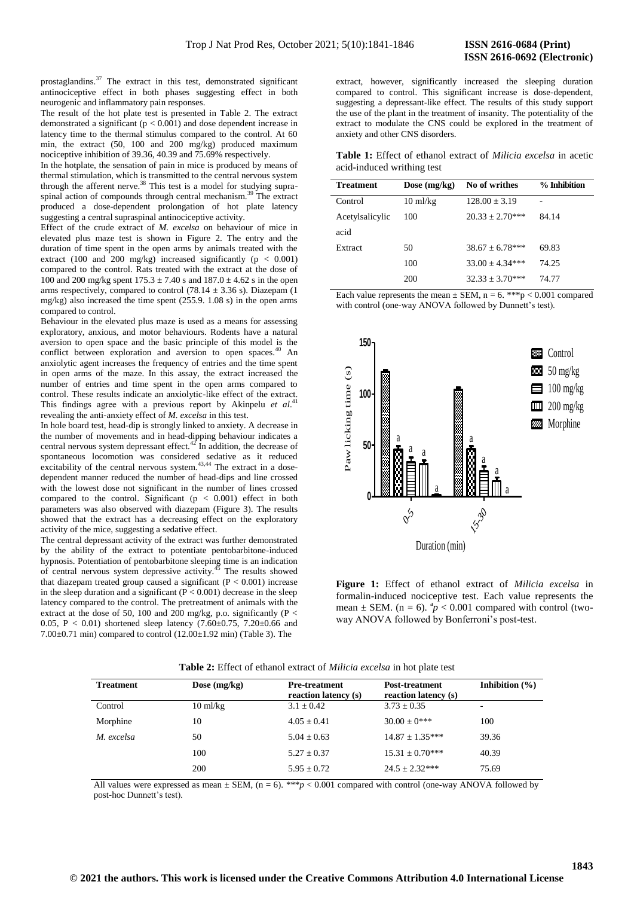prostaglandins.[37] The extract in this test, demonstrated significant antinociceptive effect in both phases suggesting effect in both neurogenic and inflammatory pain responses.

The result of the hot plate test is presented in Table 2. The extract demonstrated a significant ($p < 0.001$) and dose dependent increase in latency time to the thermal stimulus compared to the control. At 60 min, the extract (50, 100 and 200 mg/kg) produced maximum nociceptive inhibition of 39.36, 40.39 and 75.69% respectively.

In the hotplate, the sensation of pain in mice is produced by means of thermal stimulation, which is transmitted to the central nervous system through the afferent nerve.[38] This test is a model for studying supra-spinal action of compounds through central mechanism.[39] The extract produced a dose-dependent prolongation of hot plate latency suggesting a central supraspinal antinociceptive activity.

Effect of the crude extract of *M. excelsa* on behaviour of mice in elevated plus maze test is shown in Figure 2. The entry and the duration of time spent in the open arms by animals treated with the extract (100 and 200 mg/kg) increased significantly ($p < 0.001$) compared to the control. Rats treated with the extract at the dose of 100 and 200 mg/kg spent 175.3 ± 7.40 s and 187.0 ± 4.62 s in the open arms respectively, compared to control (78.14 ± 3.36 s). Diazepam (1 mg/kg) also increased the time spent (255.9. 1.08 s) in the open arms compared to control.

Behaviour in the elevated plus maze is used as a means for assessing exploratory, anxious, and motor behaviours. Rodents have a natural aversion to open space and the basic principle of this model is the conflict between exploration and aversion to open spaces.[40] An anxiolytic agent increases the frequency of entries and the time spent in open arms of the maze. In this assay, the extract increased the number of entries and time spent in the open arms compared to control. These results indicate an anxiolytic-like effect of the extract. This findings agree with a previous report by Akinpelu *et al*.[41] revealing the anti-anxiety effect of *M. excelsa* in this test.

In hole board test, head-dip is strongly linked to anxiety. A decrease in the number of movements and in head-dipping behaviour indicates a central nervous system depressant effect.[42] In addition, the decrease of spontaneous locomotion was considered sedative as it reduced excitability of the central nervous system.[43,44] The extract in a dose-dependent manner reduced the number of head-dips and line crossed with the lowest dose not significant in the number of lines crossed compared to the control. Significant ($p < 0.001$) effect in both parameters was also observed with diazepam (Figure 3). The results showed that the extract has a decreasing effect on the exploratory activity of the mice, suggesting a sedative effect.

The central depressant activity of the extract was further demonstrated by the ability of the extract to potentiate pentobarbitone-induced hypnosis. Potentiation of pentobarbitone sleeping time is an indication of central nervous system depressive activity.[45] The results showed that diazepam treated group caused a significant ($P < 0.001$) increase in the sleep duration and a significant ($P < 0.001$) decrease in the sleep latency compared to the control. The pretreatment of animals with the extract at the dose of 50, 100 and 200 mg/kg, p.o. significantly ($P < 0.05$, $P < 0.01$) shortened sleep latency (7.60±0.75, 7.20±0.66 and 7.00±0.71 min) compared to control (12.00±1.92 min) (Table 3). The extract, however, significantly increased the sleeping duration compared to control. This significant increase is dose-dependent, suggesting a depressant-like effect. The results of this study support the use of the plant in the treatment of insanity. The potentiality of the extract to modulate the CNS could be explored in the treatment of anxiety and other CNS disorders.

**Table 1:** Effect of ethanol extract of *Milicia excelsa* in acetic acid-induced writhing test

| Treatment | Dose (mg/kg) | No of writhes | % Inhibition |
|---|---|---|---|
| Control | 10 ml/kg | 128.00 ± 3.19 | - |
| Acetylsalicylic acid | 100 | 20.33 ± 2.70*** | 84.14 |
| Extract | 50 | 38.67 ± 6.78*** | 69.83 |
| | 100 | 33.00 ± 4.34*** | 74.25 |
| | 200 | 32.33 ± 3.70*** | 74.77 |

Each value represents the mean ± SEM, n = 6. ***$p < 0.001$ compared with control (one-way ANOVA followed by Dunnett's test).

**Figure 1:** Effect of ethanol extract of *Milicia excelsa* in formalin-induced nociceptive test. Each value represents the mean ± SEM. (n = 6). [a]$p < 0.001$ compared with control (two-way ANOVA followed by Bonferroni's post-test.

**Table 2:** Effect of ethanol extract of *Milicia excelsa* in hot plate test

| Treatment | Dose (mg/kg) | Pre-treatment reaction latency (s) | Post-treatment reaction latency (s) | Inhibition (%) |
|---|---|---|---|---|
| Control | 10 ml/kg | 3.1 ± 0.42 | 3.73 ± 0.35 | - |
| Morphine | 10 | 4.05 ± 0.41 | 30.00 ± 0*** | 100 |
| *M. excelsa* | 50 | 5.04 ± 0.63 | 14.87 ± 1.35*** | 39.36 |
| | 100 | 5.27 ± 0.37 | 15.31 ± 0.70*** | 40.39 |
| | 200 | 5.95 ± 0.72 | 24.5 ± 2.32*** | 75.69 |

All values were expressed as mean ± SEM, (n = 6). ***$p < 0.001$ compared with control (one-way ANOVA followed by post-hoc Dunnett's test).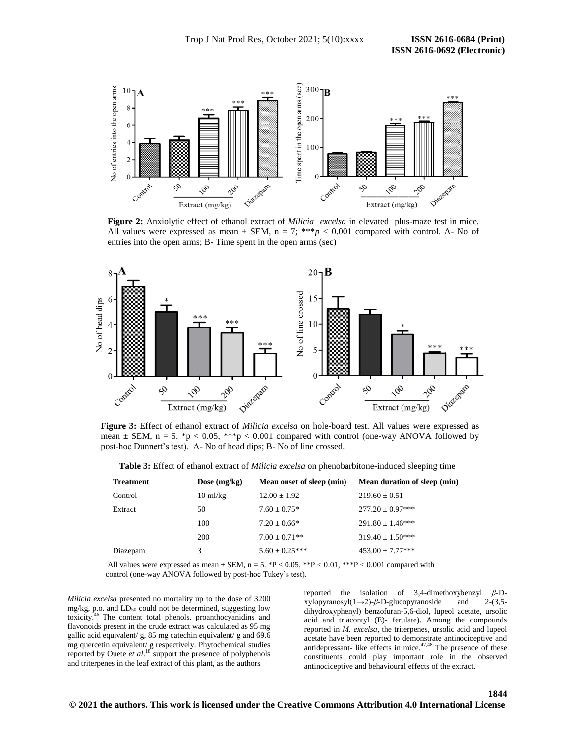**Figure 2:** Anxiolytic effect of ethanol extract of *Milicia excelsa* in elevated plus-maze test in mice. All values were expressed as mean ± SEM, n = 7; *** $p < 0.001$ compared with control. A- No of entries into the open arms; B- Time spent in the open arms (sec)

**Figure 3:** Effect of ethanol extract of *Milicia excelsa* on hole-board test. All values were expressed as mean ± SEM, n = 5. * $p < 0.05$, *** $p < 0.001$ compared with control (one-way ANOVA followed by post-hoc Dunnett's test). A- No of head dips; B- No of line crossed.

**Table 3:** Effect of ethanol extract of *Milicia excelsa* on phenobarbitone-induced sleeping time

| Treatment | Dose (mg/kg) | Mean onset of sleep (min) | Mean duration of sleep (min) |
|---|---|---|---|
| Control | 10 ml/kg | 12.00 ± 1.92 | 219.60 ± 0.51 |
| Extract | 50 | 7.60 ± 0.75* | 277.20 ± 0.97*** |
| | 100 | 7.20 ± 0.66* | 291.80 ± 1.46*** |
| | 200 | 7.00 ± 0.71** | 319.40 ± 1.50*** |
| Diazepam | 3 | 5.60 ± 0.25*** | 453.00 ± 7.77*** |

All values were expressed as mean ± SEM, n = 5. * $P < 0.05$, ** $P < 0.01$, *** $P < 0.001$ compared with control (one-way ANOVA followed by post-hoc Tukey's test).

*Milicia excelsa* presented no mortality up to the dose of 3200 mg/kg, p.o. and $LD_{50}$ could not be determined, suggesting low toxicity.[46] The content total phenols, proanthocyanidins and flavonoids present in the crude extract was calculated as 95 mg gallic acid equivalent/ g, 85 mg catechin equivalent/ g and 69.6 mg quercetin equivalent/ g respectively. Phytochemical studies reported by Ouete *et al*.[18] support the presence of polyphenols and triterpenes in the leaf extract of this plant, as the authors reported the isolation of 3,4-dimethoxybenzyl *β*-D-xylopyranosyl(1→2)-*β*-D-glucopyranoside and 2-(3,5-dihydroxyphenyl) benzofuran-5,6-diol, lupeol acetate, ursolic acid and triacontyl (E)- ferulate). Among the compounds reported in *M. excelsa*, the triterpenes, ursolic acid and lupeol acetate have been reported to demonstrate antinociceptive and antidepressant- like effects in mice.[47,48] The presence of these constituents could play important role in the observed antinociceptive and behavioural effects of the extract.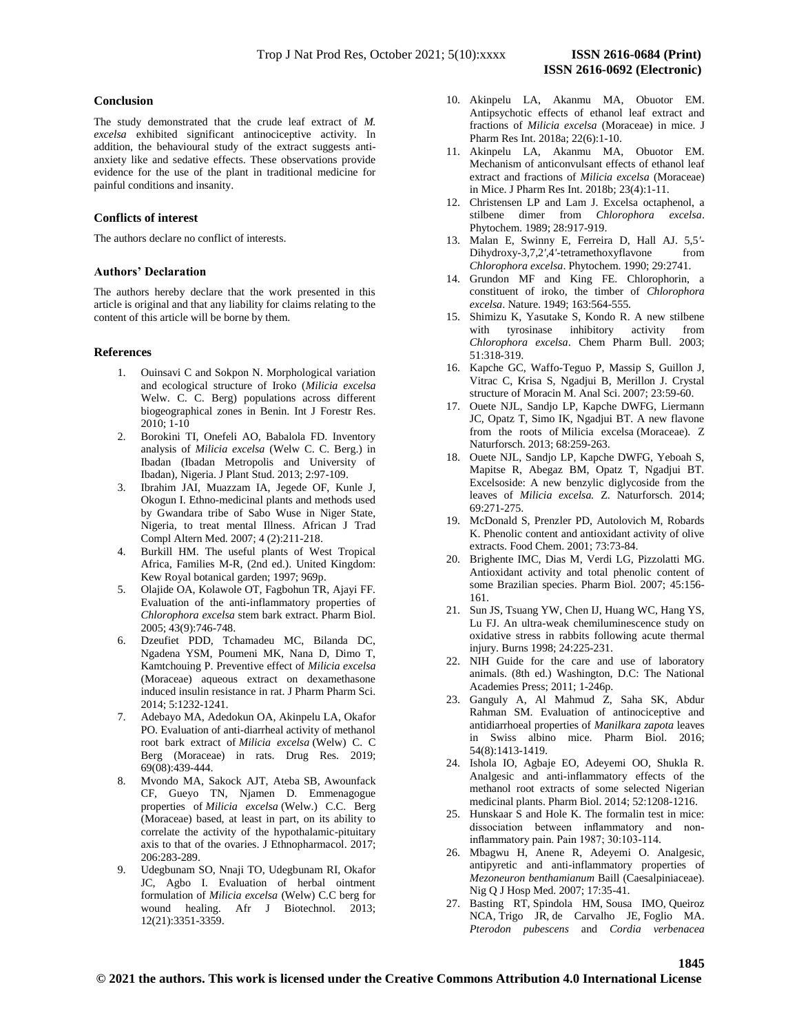## Conclusion

The study demonstrated that the crude leaf extract of *M. excelsa* exhibited significant antinociceptive activity. In addition, the behavioural study of the extract suggests anti-anxiety like and sedative effects. These observations provide evidence for the use of the plant in traditional medicine for painful conditions and insanity.

## Conflicts of interest

The authors declare no conflict of interests.

## Authors' Declaration

The authors hereby declare that the work presented in this article is original and that any liability for claims relating to the content of this article will be borne by them.

## References

1. Ouinsavi C and Sokpon N. Morphological variation and ecological structure of Iroko (*Milicia excelsa* Welw. C. C. Berg) populations across different biogeographical zones in Benin. Int J Forestr Res. 2010; 1-10
2. Borokini TI, Onefeli AO, Babalola FD. Inventory analysis of *Milicia excelsa* (Welw C. C. Berg.) in Ibadan (Ibadan Metropolis and University of Ibadan), Nigeria. J Plant Stud. 2013; 2:97-109.
3. Ibrahim JAI, Muazzam IA, Jegede OF, Kunle J, Okogun I. Ethno-medicinal plants and methods used by Gwandara tribe of Sabo Wuse in Niger State, Nigeria, to treat mental Illness. African J Trad Compl Altern Med. 2007; 4 (2):211-218.
4. Burkill HM. The useful plants of West Tropical Africa, Families M-R, (2nd ed.). United Kingdom: Kew Royal botanical garden; 1997; 969p.
5. Olajide OA, Kolawole OT, Fagbohun TR, Ajayi FF. Evaluation of the anti-inflammatory properties of *Chlorophora excelsa* stem bark extract. Pharm Biol. 2005; 43(9):746-748.
6. Dzeufiet PDD, Tchamadeu MC, Bilanda DC, Ngadena YSM, Poumeni MK, Nana D, Dimo T, Kamtchouing P. Preventive effect of *Milicia excelsa* (Moraceae) aqueous extract on dexamethasone induced insulin resistance in rat. J Pharm Pharm Sci. 2014; 5:1232-1241.
7. Adebayo MA, Adedokun OA, Akinpelu LA, Okafor PO. Evaluation of anti-diarrheal activity of methanol root bark extract of *Milicia excelsa* (Welw) C. C Berg (Moraceae) in rats. Drug Res. 2019; 69(08):439-444.
8. Mvondo MA, Sakock AJT, Ateba SB, Awounfack CF, Gueyo TN, Njamen D. Emmenagogue properties of *Milicia excelsa* (Welw.) C.C. Berg (Moraceae) based, at least in part, on its ability to correlate the activity of the hypothalamic-pituitary axis to that of the ovaries. J Ethnopharmacol. 2017; 206:283-289.
9. Udegbunam SO, Nnaji TO, Udegbunam RI, Okafor JC, Agbo I. Evaluation of herbal ointment formulation of *Milicia excelsa* (Welw) C.C berg for wound healing. Afr J Biotechnol. 2013; 12(21):3351-3359.
10. Akinpelu LA, Akanmu MA, Obuotor EM. Antipsychotic effects of ethanol leaf extract and fractions of *Milicia excelsa* (Moraceae) in mice. J Pharm Res Int. 2018a; 22(6):1-10.
11. Akinpelu LA, Akanmu MA, Obuotor EM. Mechanism of anticonvulsant effects of ethanol leaf extract and fractions of *Milicia excelsa* (Moraceae) in Mice. J Pharm Res Int. 2018b; 23(4):1-11.
12. Christensen LP and Lam J. Excelsa octaphenol, a stilbene dimer from *Chlorophora excelsa*. Phytochem. 1989; 28:917-919.
13. Malan E, Swinny E, Ferreira D, Hall AJ. 5,5′-Dihydroxy-3,7,2′,4′-tetramethoxyflavone from *Chlorophora excelsa*. Phytochem. 1990; 29:2741.
14. Grundon MF and King FE. Chlorophorin, a constituent of iroko, the timber of *Chlorophora excelsa*. Nature. 1949; 163:564-555.
15. Shimizu K, Yasutake S, Kondo R. A new stilbene with tyrosinase inhibitory activity from *Chlorophora excelsa*. Chem Pharm Bull. 2003; 51:318-319.
16. Kapche GC, Waffo-Teguo P, Massip S, Guillon J, Vitrac C, Krisa S, Ngadjui B, Merillon J. Crystal structure of Moracin M. Anal Sci. 2007; 23:59-60.
17. Ouete NJL, Sandjo LP, Kapche DWFG, Liermann JC, Opatz T, Simo IK, Ngadjui BT. A new flavone from the roots of Milicia excelsa (Moraceae). Z Naturforsch. 2013; 68:259-263.
18. Ouete NJL, Sandjo LP, Kapche DWFG, Yeboah S, Mapitse R, Abegaz BM, Opatz T, Ngadjui BT. Excelsoside: A new benzylic diglycoside from the leaves of *Milicia excelsa.* Z. Naturforsch. 2014; 69:271-275.
19. McDonald S, Prenzler PD, Autolovich M, Robards K. Phenolic content and antioxidant activity of olive extracts. Food Chem. 2001; 73:73-84.
20. Brighente IMC, Dias M, Verdi LG, Pizzolatti MG. Antioxidant activity and total phenolic content of some Brazilian species. Pharm Biol. 2007; 45:156-161.
21. Sun JS, Tsuang YW, Chen IJ, Huang WC, Hang YS, Lu FJ. An ultra-weak chemiluminescence study on oxidative stress in rabbits following acute thermal injury. Burns 1998; 24:225-231.
22. NIH Guide for the care and use of laboratory animals. (8th ed.) Washington, D.C: The National Academies Press; 2011; 1-246p.
23. Ganguly A, Al Mahmud Z, Saha SK, Abdur Rahman SM. Evaluation of antinociceptive and antidiarrhoeal properties of *Manilkara zapota* leaves in Swiss albino mice. Pharm Biol. 2016; 54(8):1413-1419.
24. Ishola IO, Agbaje EO, Adeyemi OO, Shukla R. Analgesic and anti-inflammatory effects of the methanol root extracts of some selected Nigerian medicinal plants. Pharm Biol. 2014; 52:1208-1216.
25. Hunskaar S and Hole K. The formalin test in mice: dissociation between inflammatory and non-inflammatory pain. Pain 1987; 30:103-114.
26. Mbagwu H, Anene R, Adeyemi O. Analgesic, antipyretic and anti-inflammatory properties of *Mezoneuron benthamianum* Baill (Caesalpiniaceae). Nig Q J Hosp Med. 2007; 17:35-41.
27. Basting RT, Spindola HM, Sousa IMO, Queiroz NCA, Trigo JR, de Carvalho JE, Foglio MA. *Pterodon pubescens* and *Cordia verbenacea*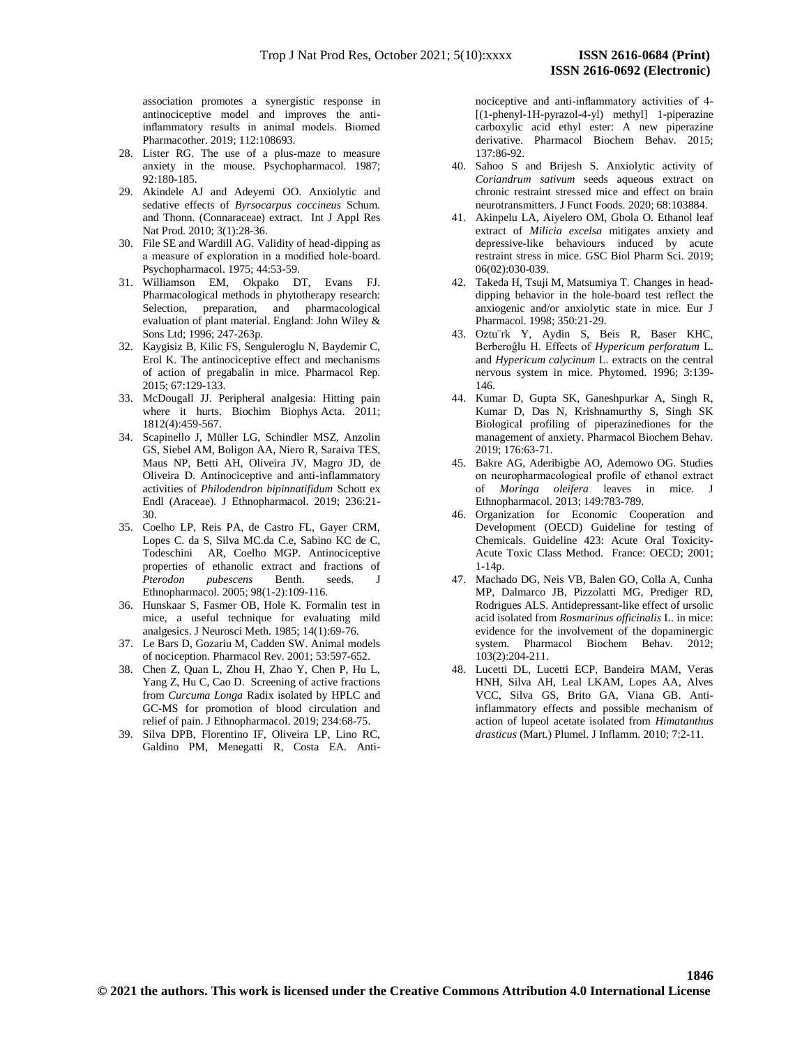association promotes a synergistic response in antinociceptive model and improves the anti-inflammatory results in animal models. Biomed Pharmacother. 2019; 112:108693.

28. Lister RG. The use of a plus-maze to measure anxiety in the mouse. Psychopharmacol. 1987; 92:180-185.
29. Akindele AJ and Adeyemi OO. Anxiolytic and sedative effects of *Byrsocarpus coccineus* Schum. and Thonn. (Connaraceae) extract. Int J Appl Res Nat Prod. 2010; 3(1):28-36.
30. File SE and Wardill AG. Validity of head-dipping as a measure of exploration in a modified hole-board. Psychopharmacol. 1975; 44:53-59.
31. Williamson EM, Okpako DT, Evans FJ. Pharmacological methods in phytotherapy research: Selection, preparation, and pharmacological evaluation of plant material. England: John Wiley & Sons Ltd; 1996; 247-263p.
32. Kaygisiz B, Kilic FS, Senguleroglu N, Baydemir C, Erol K. The antinociceptive effect and mechanisms of action of pregabalin in mice. Pharmacol Rep. 2015; 67:129-133.
33. McDougall JJ. Peripheral analgesia: Hitting pain where it hurts. Biochim Biophys Acta. 2011; 1812(4):459-567.
34. Scapinello J, Müller LG, Schindler MSZ, Anzolin GS, Siebel AM, Boligon AA, Niero R, Saraiva TES, Maus NP, Betti AH, Oliveira JV, Magro JD, de Oliveira D. Antinociceptive and anti-inflammatory activities of *Philodendron bipinnatifidum* Schott ex Endl (Araceae). J Ethnopharmacol. 2019; 236:21-30.
35. Coelho LP, Reis PA, de Castro FL, Gayer CRM, Lopes C. da S, Silva MC.da C.e, Sabino KC de C, Todeschini AR, Coelho MGP. Antinociceptive properties of ethanolic extract and fractions of *Pterodon pubescens* Benth. seeds. J Ethnopharmacol. 2005; 98(1-2):109-116.
36. Hunskaar S, Fasmer OB, Hole K. Formalin test in mice, a useful technique for evaluating mild analgesics. J Neurosci Meth. 1985; 14(1):69-76.
37. Le Bars D, Gozariu M, Cadden SW. Animal models of nociception. Pharmacol Rev. 2001; 53:597-652.
38. Chen Z, Quan L, Zhou H, Zhao Y, Chen P, Hu L, Yang Z, Hu C, Cao D. Screening of active fractions from *Curcuma Longa* Radix isolated by HPLC and GC-MS for promotion of blood circulation and relief of pain. J Ethnopharmacol. 2019; 234:68-75.
39. Silva DPB, Florentino IF, Oliveira LP, Lino RC, Galdino PM, Menegatti R, Costa EA. Anti-nociceptive and anti-inflammatory activities of 4-[(1-phenyl-1H-pyrazol-4-yl) methyl] 1-piperazine carboxylic acid ethyl ester: A new piperazine derivative. Pharmacol Biochem Behav. 2015; 137:86-92.
40. Sahoo S and Brijesh S. Anxiolytic activity of *Coriandrum sativum* seeds aqueous extract on chronic restraint stressed mice and effect on brain neurotransmitters. J Funct Foods. 2020; 68:103884.
41. Akinpelu LA, Aiyelero OM, Gbola O. Ethanol leaf extract of *Milicia excelsa* mitigates anxiety and depressive-like behaviours induced by acute restraint stress in mice. GSC Biol Pharm Sci. 2019; 06(02):030-039.
42. Takeda H, Tsuji M, Matsumiya T. Changes in head-dipping behavior in the hole-board test reflect the anxiogenic and/or anxiolytic state in mice. Eur J Pharmacol. 1998; 350:21-29.
43. Oztu¨rk Y, Aydin S, Beis R, Baser KHC, Berberoĝlu H. Effects of *Hypericum perforatum* L. and *Hypericum calycinum* L. extracts on the central nervous system in mice. Phytomed. 1996; 3:139-146.
44. Kumar D, Gupta SK, Ganeshpurkar A, Singh R, Kumar D, Das N, Krishnamurthy S, Singh SK Biological profiling of piperazinediones for the management of anxiety. Pharmacol Biochem Behav. 2019; 176:63-71.
45. Bakre AG, Aderibigbe AO, Ademowo OG. Studies on neuropharmacological profile of ethanol extract of *Moringa oleifera* leaves in mice. J Ethnopharmacol. 2013; 149:783-789.
46. Organization for Economic Cooperation and Development (OECD) Guideline for testing of Chemicals. Guideline 423: Acute Oral Toxicity-Acute Toxic Class Method. France: OECD; 2001; 1-14p.
47. Machado DG, Neis VB, Balen GO, Colla A, Cunha MP, Dalmarco JB, Pizzolatti MG, Prediger RD, Rodrigues ALS. Antidepressant-like effect of ursolic acid isolated from *Rosmarinus officinalis* L. in mice: evidence for the involvement of the dopaminergic system. Pharmacol Biochem Behav. 2012; 103(2):204-211.
48. Lucetti DL, Lucetti ECP, Bandeira MAM, Veras HNH, Silva AH, Leal LKAM, Lopes AA, Alves VCC, Silva GS, Brito GA, Viana GB. Anti-inflammatory effects and possible mechanism of action of lupeol acetate isolated from *Himatanthus drasticus* (Mart.) Plumel. J Inflamm. 2010; 7:2-11.

**© 2021 the authors. This work is licensed under the Creative Commons Attribution 4.0 International License**